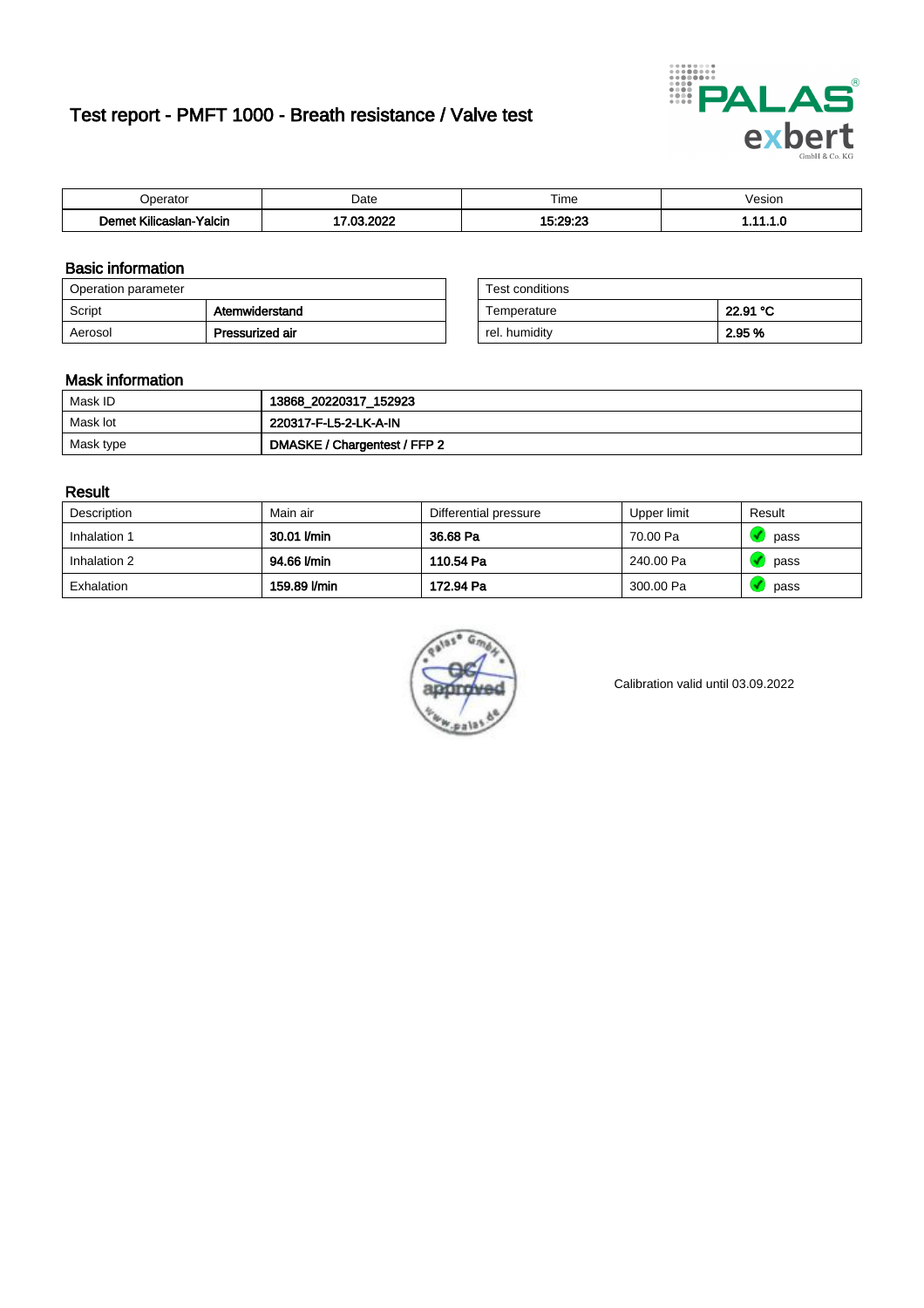# Test report - PMFT 1000 - Breath resistance / Valve test

| Operator | Date | Time | Vesion |
|---|---|---|---|
| **Demet Kilicaslan-Yalcin** | **17.03.2022** | **15:29:23** | **1.11.1.0** |

## Basic information

| Operation parameter | |
|---|---|
| Script | **Atemwiderstand** |
| Aerosol | **Pressurized air** |

| Test conditions | |
|---|---|
| Temperature | **22.91 °C** |
| rel. humidity | **2.95 %** |

## Mask information

| Mask ID | **13868_20220317_152923** |
|---|---|
| Mask lot | **220317-F-L5-2-LK-A-IN** |
| Mask type | **DMASKE / Chargentest / FFP 2** |

## Result

| Description | Main air | Differential pressure | Upper limit | Result |
|---|---|---|---|---|
| Inhalation 1 | **30.01 l/min** | **36.68 Pa** | 70.00 Pa | pass |
| Inhalation 2 | **94.66 l/min** | **110.54 Pa** | 240.00 Pa | pass |
| Exhalation | **159.89 l/min** | **172.94 Pa** | 300.00 Pa | pass |

Calibration valid until 03.09.2022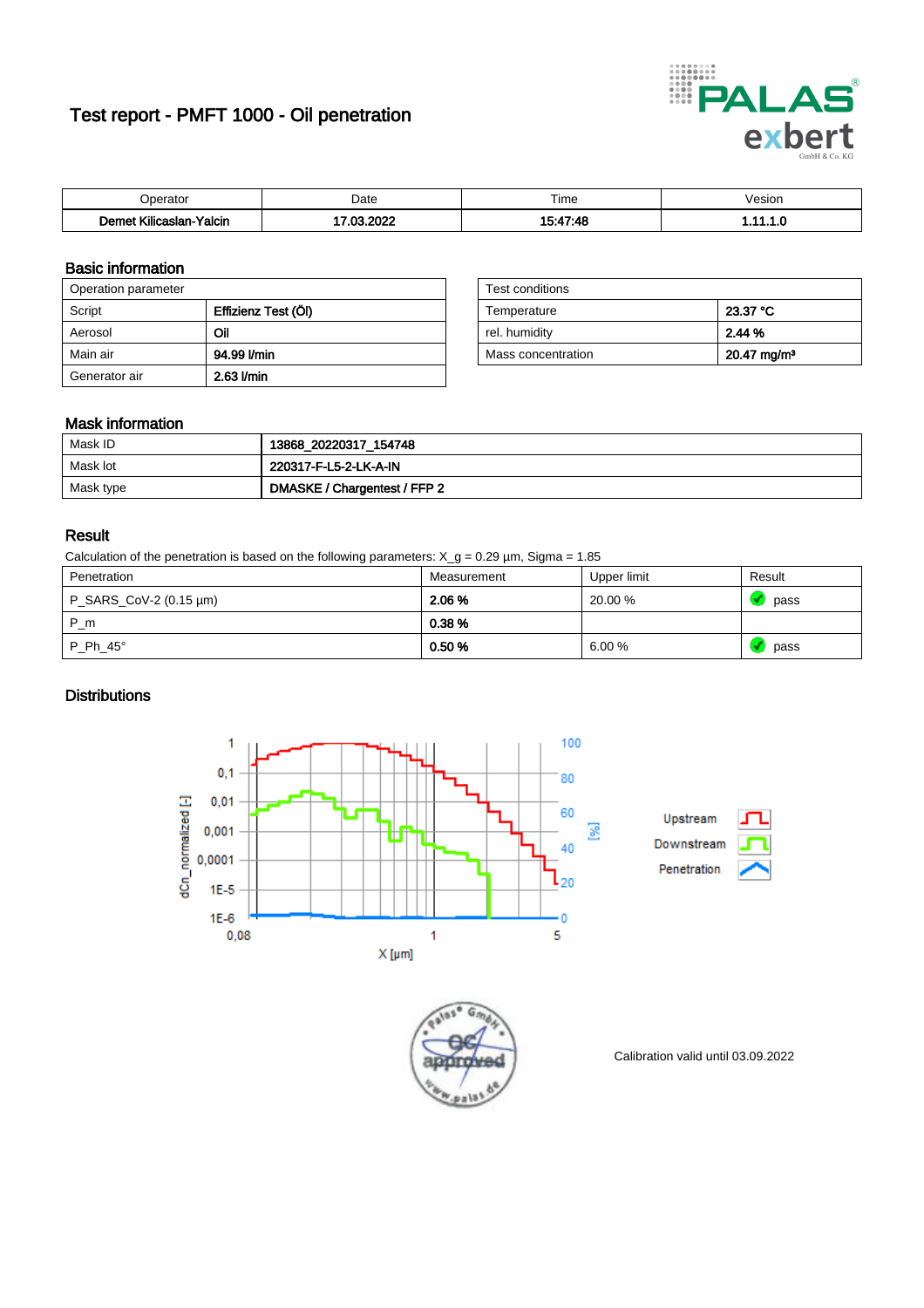# Test report - PMFT 1000 - Oil penetration

PALAS exbert GmbH & Co. KG

| Operator | Date | Time | Vesion |
|---|---|---|---|
| **Demet Kilicaslan-Yalcin** | **17.03.2022** | **15:47:48** | **1.11.1.0** |

## Basic information

| Operation parameter | |
|---|---|
| Script | **Effizienz Test (Öl)** |
| Aerosol | **Oil** |
| Main air | **94.99 l/min** |
| Generator air | **2.63 l/min** |

| Test conditions | |
|---|---|
| Temperature | **23.37 °C** |
| rel. humidity | **2.44 %** |
| Mass concentration | **20.47 mg/m³** |

## Mask information

| | |
|---|---|
| Mask ID | **13868_20220317_154748** |
| Mask lot | **220317-F-L5-2-LK-A-IN** |
| Mask type | **DMASKE / Chargentest / FFP 2** |

## Result

Calculation of the penetration is based on the following parameters: X_g = 0.29 µm, Sigma = 1.85

| Penetration | Measurement | Upper limit | Result |
|---|---|---|---|
| P_SARS_CoV-2 (0.15 µm) | **2.06 %** | 20.00 % | pass |
| P_m | **0.38 %** | | |
| P_Ph_45° | **0.50 %** | 6.00 % | pass |

## Distributions

dCn_normalized [-]
1
0,1
0,01
0,001
0,0001
1E-5
1E-6
0,08
1
5
X [µm]
[%]
100
80
60
40
20
0

Upstream
Downstream
Penetration

Palas® GmbH
QC approved
www.palas.de

Calibration valid until 03.09.2022